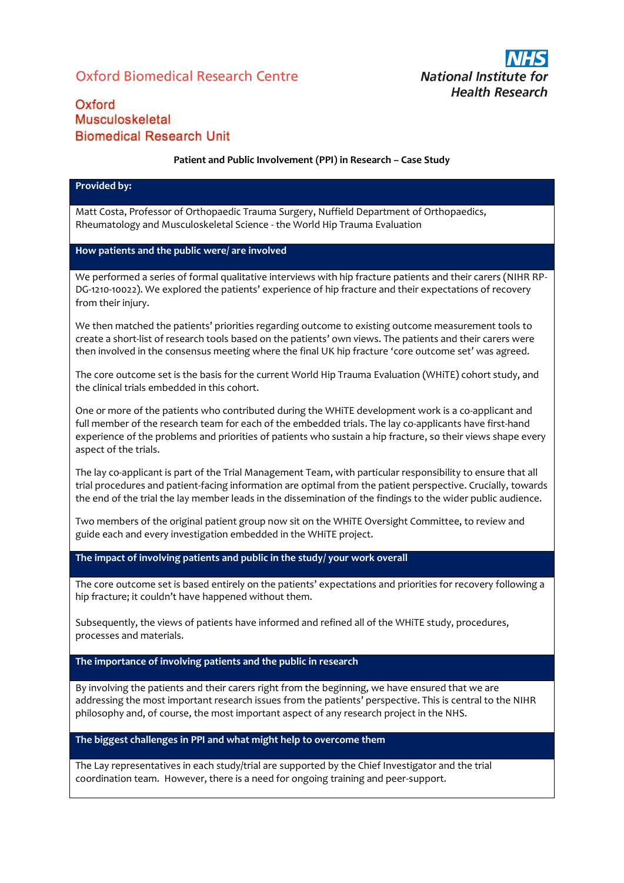Oxford Biomedical Research Centre

**NHS**
*National Institute for Health Research*

Oxford Musculoskeletal Biomedical Research Unit

**Patient and Public Involvement (PPI) in Research – Case Study**

## Provided by:

Matt Costa, Professor of Orthopaedic Trauma Surgery, Nuffield Department of Orthopaedics, Rheumatology and Musculoskeletal Science - the World Hip Trauma Evaluation

## How patients and the public were/ are involved

We performed a series of formal qualitative interviews with hip fracture patients and their carers (NIHR RP-DG-1210-10022). We explored the patients' experience of hip fracture and their expectations of recovery from their injury.

We then matched the patients' priorities regarding outcome to existing outcome measurement tools to create a short-list of research tools based on the patients' own views. The patients and their carers were then involved in the consensus meeting where the final UK hip fracture 'core outcome set' was agreed.

The core outcome set is the basis for the current World Hip Trauma Evaluation (WHiTE) cohort study, and the clinical trials embedded in this cohort.

One or more of the patients who contributed during the WHiTE development work is a co-applicant and full member of the research team for each of the embedded trials. The lay co-applicants have first-hand experience of the problems and priorities of patients who sustain a hip fracture, so their views shape every aspect of the trials.

The lay co-applicant is part of the Trial Management Team, with particular responsibility to ensure that all trial procedures and patient-facing information are optimal from the patient perspective. Crucially, towards the end of the trial the lay member leads in the dissemination of the findings to the wider public audience.

Two members of the original patient group now sit on the WHiTE Oversight Committee, to review and guide each and every investigation embedded in the WHiTE project.

## The impact of involving patients and public in the study/ your work overall

The core outcome set is based entirely on the patients' expectations and priorities for recovery following a hip fracture; it couldn't have happened without them.

Subsequently, the views of patients have informed and refined all of the WHiTE study, procedures, processes and materials.

## The importance of involving patients and the public in research

By involving the patients and their carers right from the beginning, we have ensured that we are addressing the most important research issues from the patients' perspective. This is central to the NIHR philosophy and, of course, the most important aspect of any research project in the NHS.

## The biggest challenges in PPI and what might help to overcome them

The Lay representatives in each study/trial are supported by the Chief Investigator and the trial coordination team. However, there is a need for ongoing training and peer-support.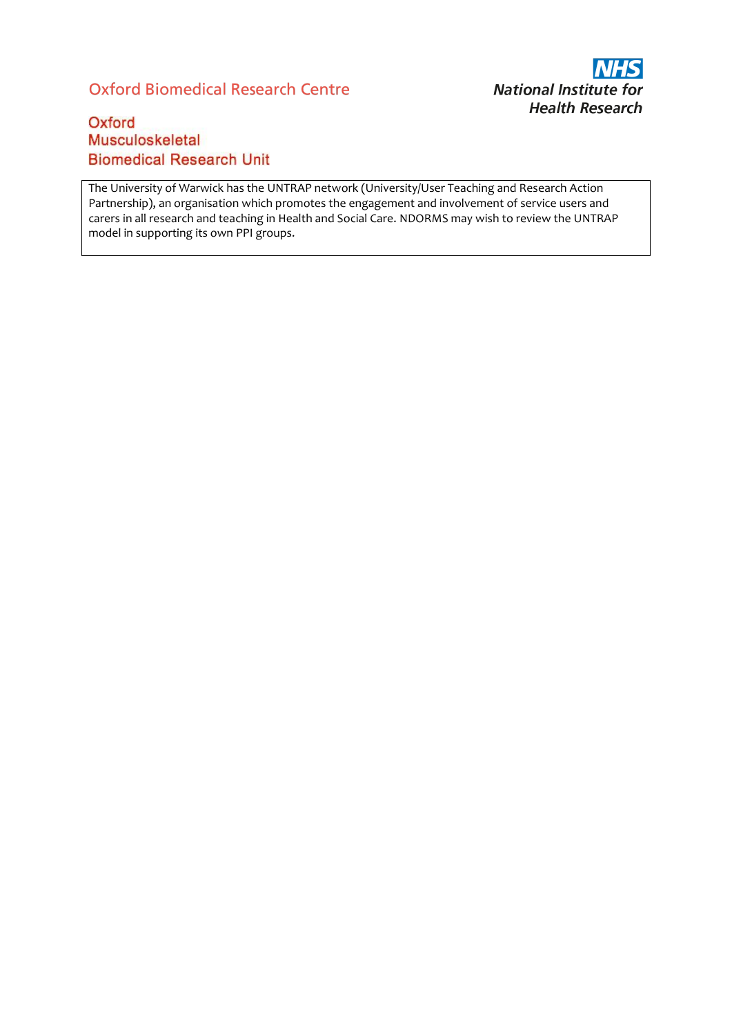The University of Warwick has the UNTRAP network (University/User Teaching and Research Action Partnership), an organisation which promotes the engagement and involvement of service users and carers in all research and teaching in Health and Social Care. NDORMS may wish to review the UNTRAP model in supporting its own PPI groups.